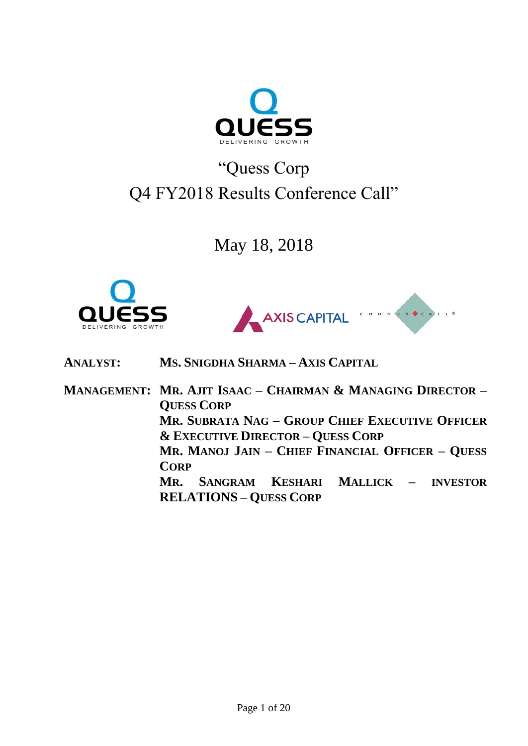# "Quess Corp Q4 FY2018 Results Conference Call"

May 18, 2018

**ANALYST:** MS. SNIGDHA SHARMA – AXIS CAPITAL

**MANAGEMENT:** MR. AJIT ISAAC – CHAIRMAN & MANAGING DIRECTOR – QUESS CORP

MR. SUBRATA NAG – GROUP CHIEF EXECUTIVE OFFICER & EXECUTIVE DIRECTOR – QUESS CORP

MR. MANOJ JAIN – CHIEF FINANCIAL OFFICER – QUESS CORP

MR. SANGRAM KESHARI MALLICK – INVESTOR RELATIONS – QUESS CORP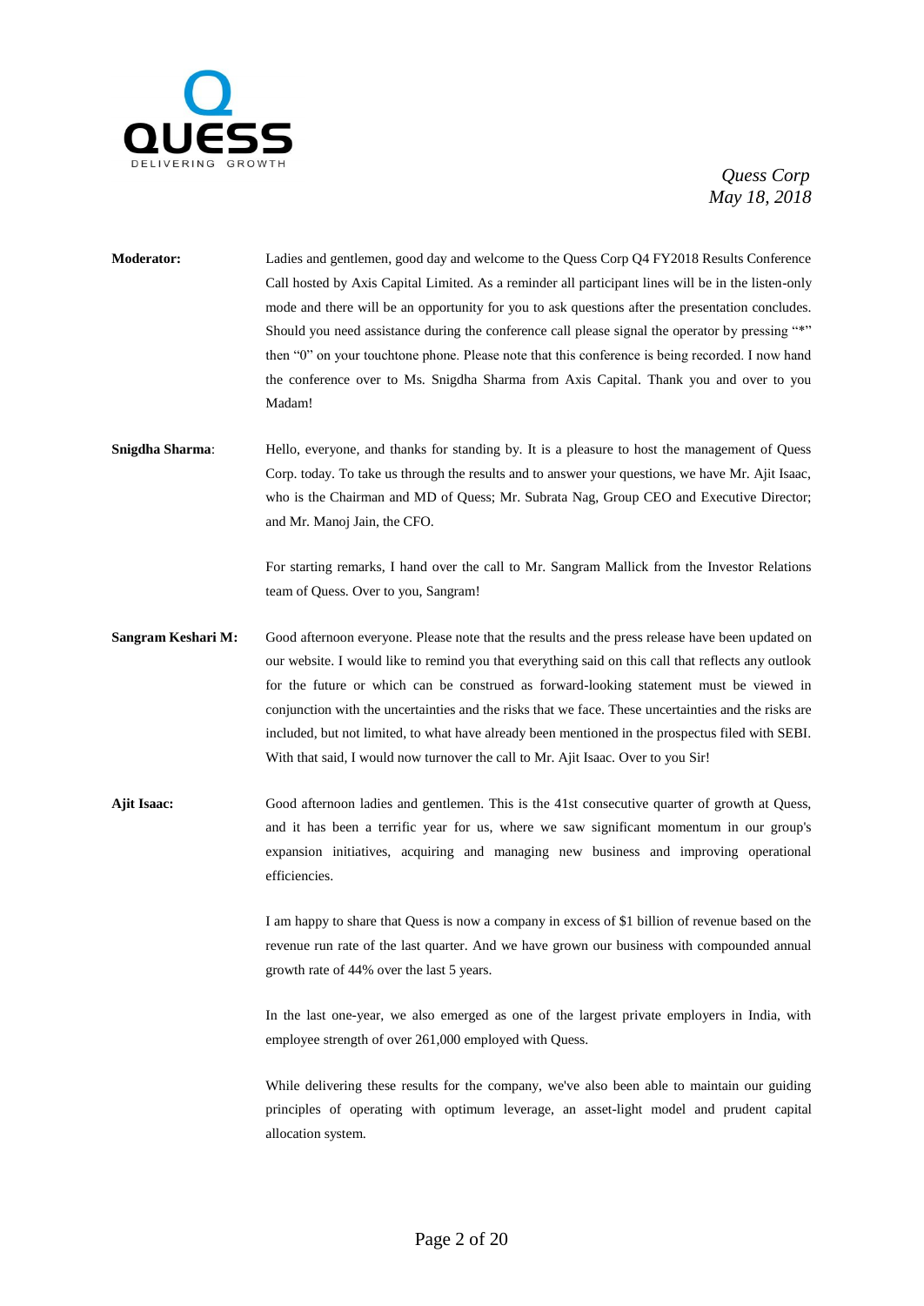**Moderator:** Ladies and gentlemen, good day and welcome to the Quess Corp Q4 FY2018 Results Conference Call hosted by Axis Capital Limited. As a reminder all participant lines will be in the listen-only mode and there will be an opportunity for you to ask questions after the presentation concludes. Should you need assistance during the conference call please signal the operator by pressing "*" then "0" on your touchtone phone. Please note that this conference is being recorded. I now hand the conference over to Ms. Snigdha Sharma from Axis Capital. Thank you and over to you Madam!

**Snigdha Sharma**: Hello, everyone, and thanks for standing by. It is a pleasure to host the management of Quess Corp. today. To take us through the results and to answer your questions, we have Mr. Ajit Isaac, who is the Chairman and MD of Quess; Mr. Subrata Nag, Group CEO and Executive Director; and Mr. Manoj Jain, the CFO.

For starting remarks, I hand over the call to Mr. Sangram Mallick from the Investor Relations team of Quess. Over to you, Sangram!

**Sangram Keshari M:** Good afternoon everyone. Please note that the results and the press release have been updated on our website. I would like to remind you that everything said on this call that reflects any outlook for the future or which can be construed as forward-looking statement must be viewed in conjunction with the uncertainties and the risks that we face. These uncertainties and the risks are included, but not limited, to what have already been mentioned in the prospectus filed with SEBI. With that said, I would now turnover the call to Mr. Ajit Isaac. Over to you Sir!

**Ajit Isaac:** Good afternoon ladies and gentlemen. This is the 41st consecutive quarter of growth at Quess, and it has been a terrific year for us, where we saw significant momentum in our group's expansion initiatives, acquiring and managing new business and improving operational efficiencies.

I am happy to share that Quess is now a company in excess of $1 billion of revenue based on the revenue run rate of the last quarter. And we have grown our business with compounded annual growth rate of 44% over the last 5 years.

In the last one-year, we also emerged as one of the largest private employers in India, with employee strength of over 261,000 employed with Quess.

While delivering these results for the company, we've also been able to maintain our guiding principles of operating with optimum leverage, an asset-light model and prudent capital allocation system.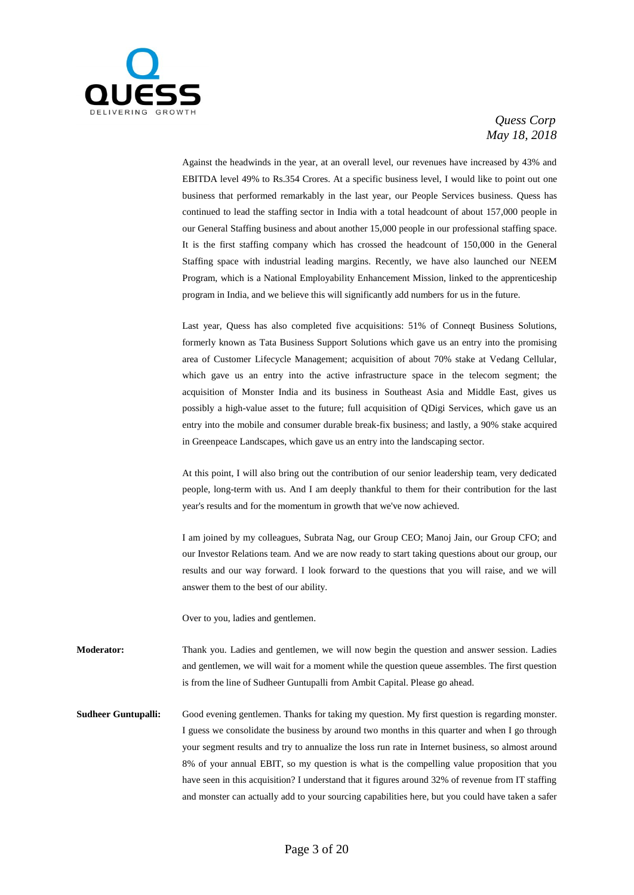Against the headwinds in the year, at an overall level, our revenues have increased by 43% and EBITDA level 49% to Rs.354 Crores. At a specific business level, I would like to point out one business that performed remarkably in the last year, our People Services business. Quess has continued to lead the staffing sector in India with a total headcount of about 157,000 people in our General Staffing business and about another 15,000 people in our professional staffing space. It is the first staffing company which has crossed the headcount of 150,000 in the General Staffing space with industrial leading margins. Recently, we have also launched our NEEM Program, which is a National Employability Enhancement Mission, linked to the apprenticeship program in India, and we believe this will significantly add numbers for us in the future.

Last year, Quess has also completed five acquisitions: 51% of Conneqt Business Solutions, formerly known as Tata Business Support Solutions which gave us an entry into the promising area of Customer Lifecycle Management; acquisition of about 70% stake at Vedang Cellular, which gave us an entry into the active infrastructure space in the telecom segment; the acquisition of Monster India and its business in Southeast Asia and Middle East, gives us possibly a high-value asset to the future; full acquisition of QDigi Services, which gave us an entry into the mobile and consumer durable break-fix business; and lastly, a 90% stake acquired in Greenpeace Landscapes, which gave us an entry into the landscaping sector.

At this point, I will also bring out the contribution of our senior leadership team, very dedicated people, long-term with us. And I am deeply thankful to them for their contribution for the last year's results and for the momentum in growth that we've now achieved.

I am joined by my colleagues, Subrata Nag, our Group CEO; Manoj Jain, our Group CFO; and our Investor Relations team. And we are now ready to start taking questions about our group, our results and our way forward. I look forward to the questions that you will raise, and we will answer them to the best of our ability.

Over to you, ladies and gentlemen.

**Moderator:** Thank you. Ladies and gentlemen, we will now begin the question and answer session. Ladies and gentlemen, we will wait for a moment while the question queue assembles. The first question is from the line of Sudheer Guntupalli from Ambit Capital. Please go ahead.

**Sudheer Guntupalli:** Good evening gentlemen. Thanks for taking my question. My first question is regarding monster. I guess we consolidate the business by around two months in this quarter and when I go through your segment results and try to annualize the loss run rate in Internet business, so almost around 8% of your annual EBIT, so my question is what is the compelling value proposition that you have seen in this acquisition? I understand that it figures around 32% of revenue from IT staffing and monster can actually add to your sourcing capabilities here, but you could have taken a safer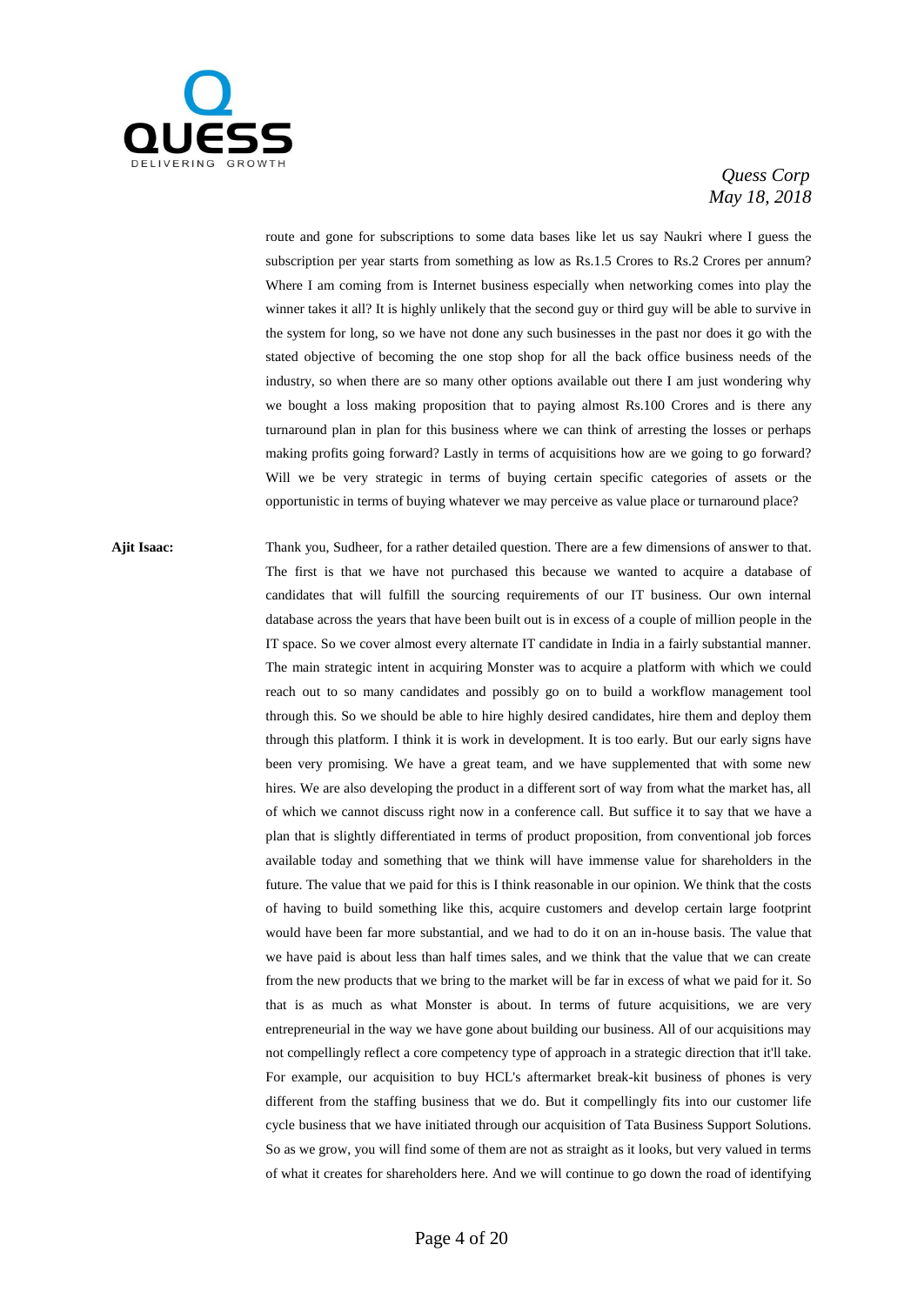route and gone for subscriptions to some data bases like let us say Naukri where I guess the subscription per year starts from something as low as Rs.1.5 Crores to Rs.2 Crores per annum? Where I am coming from is Internet business especially when networking comes into play the winner takes it all? It is highly unlikely that the second guy or third guy will be able to survive in the system for long, so we have not done any such businesses in the past nor does it go with the stated objective of becoming the one stop shop for all the back office business needs of the industry, so when there are so many other options available out there I am just wondering why we bought a loss making proposition that to paying almost Rs.100 Crores and is there any turnaround plan in plan for this business where we can think of arresting the losses or perhaps making profits going forward? Lastly in terms of acquisitions how are we going to go forward? Will we be very strategic in terms of buying certain specific categories of assets or the opportunistic in terms of buying whatever we may perceive as value place or turnaround place?

**Ajit Isaac:** Thank you, Sudheer, for a rather detailed question. There are a few dimensions of answer to that. The first is that we have not purchased this because we wanted to acquire a database of candidates that will fulfill the sourcing requirements of our IT business. Our own internal database across the years that have been built out is in excess of a couple of million people in the IT space. So we cover almost every alternate IT candidate in India in a fairly substantial manner. The main strategic intent in acquiring Monster was to acquire a platform with which we could reach out to so many candidates and possibly go on to build a workflow management tool through this. So we should be able to hire highly desired candidates, hire them and deploy them through this platform. I think it is work in development. It is too early. But our early signs have been very promising. We have a great team, and we have supplemented that with some new hires. We are also developing the product in a different sort of way from what the market has, all of which we cannot discuss right now in a conference call. But suffice it to say that we have a plan that is slightly differentiated in terms of product proposition, from conventional job forces available today and something that we think will have immense value for shareholders in the future. The value that we paid for this is I think reasonable in our opinion. We think that the costs of having to build something like this, acquire customers and develop certain large footprint would have been far more substantial, and we had to do it on an in-house basis. The value that we have paid is about less than half times sales, and we think that the value that we can create from the new products that we bring to the market will be far in excess of what we paid for it. So that is as much as what Monster is about. In terms of future acquisitions, we are very entrepreneurial in the way we have gone about building our business. All of our acquisitions may not compellingly reflect a core competency type of approach in a strategic direction that it'll take. For example, our acquisition to buy HCL's aftermarket break-kit business of phones is very different from the staffing business that we do. But it compellingly fits into our customer life cycle business that we have initiated through our acquisition of Tata Business Support Solutions. So as we grow, you will find some of them are not as straight as it looks, but very valued in terms of what it creates for shareholders here. And we will continue to go down the road of identifying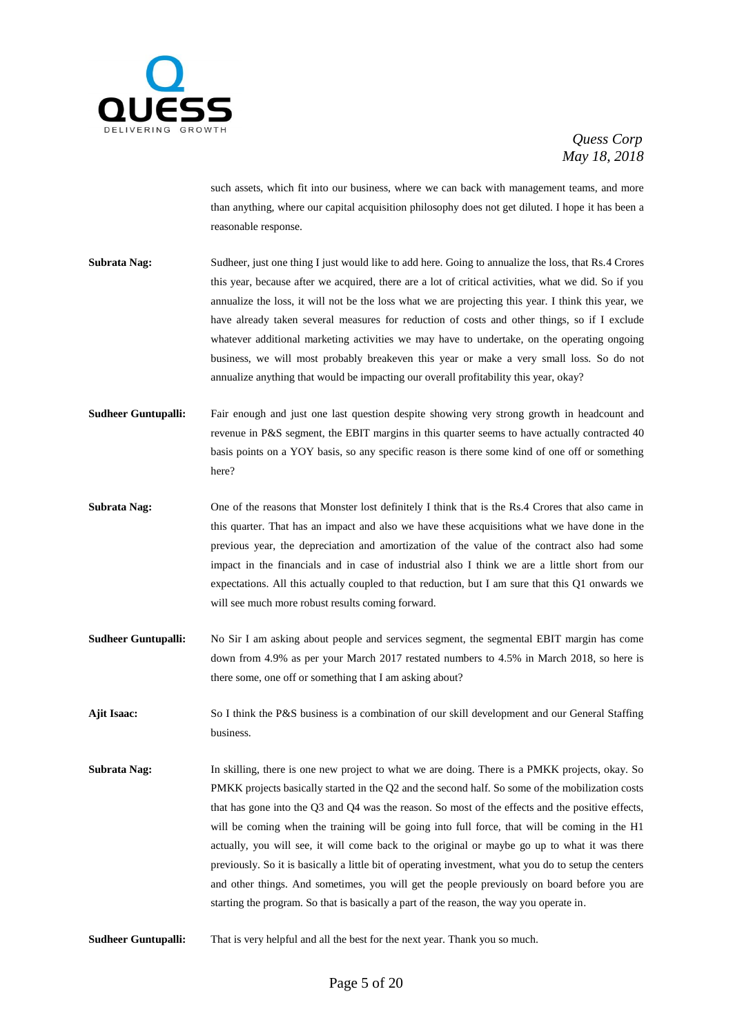such assets, which fit into our business, where we can back with management teams, and more than anything, where our capital acquisition philosophy does not get diluted. I hope it has been a reasonable response.

**Subrata Nag:** Sudheer, just one thing I just would like to add here. Going to annualize the loss, that Rs.4 Crores this year, because after we acquired, there are a lot of critical activities, what we did. So if you annualize the loss, it will not be the loss what we are projecting this year. I think this year, we have already taken several measures for reduction of costs and other things, so if I exclude whatever additional marketing activities we may have to undertake, on the operating ongoing business, we will most probably breakeven this year or make a very small loss. So do not annualize anything that would be impacting our overall profitability this year, okay?

**Sudheer Guntupalli:** Fair enough and just one last question despite showing very strong growth in headcount and revenue in P&S segment, the EBIT margins in this quarter seems to have actually contracted 40 basis points on a YOY basis, so any specific reason is there some kind of one off or something here?

**Subrata Nag:** One of the reasons that Monster lost definitely I think that is the Rs.4 Crores that also came in this quarter. That has an impact and also we have these acquisitions what we have done in the previous year, the depreciation and amortization of the value of the contract also had some impact in the financials and in case of industrial also I think we are a little short from our expectations. All this actually coupled to that reduction, but I am sure that this Q1 onwards we will see much more robust results coming forward.

**Sudheer Guntupalli:** No Sir I am asking about people and services segment, the segmental EBIT margin has come down from 4.9% as per your March 2017 restated numbers to 4.5% in March 2018, so here is there some, one off or something that I am asking about?

**Ajit Isaac:** So I think the P&S business is a combination of our skill development and our General Staffing business.

**Subrata Nag:** In skilling, there is one new project to what we are doing. There is a PMKK projects, okay. So PMKK projects basically started in the Q2 and the second half. So some of the mobilization costs that has gone into the Q3 and Q4 was the reason. So most of the effects and the positive effects, will be coming when the training will be going into full force, that will be coming in the H1 actually, you will see, it will come back to the original or maybe go up to what it was there previously. So it is basically a little bit of operating investment, what you do to setup the centers and other things. And sometimes, you will get the people previously on board before you are starting the program. So that is basically a part of the reason, the way you operate in.

**Sudheer Guntupalli:** That is very helpful and all the best for the next year. Thank you so much.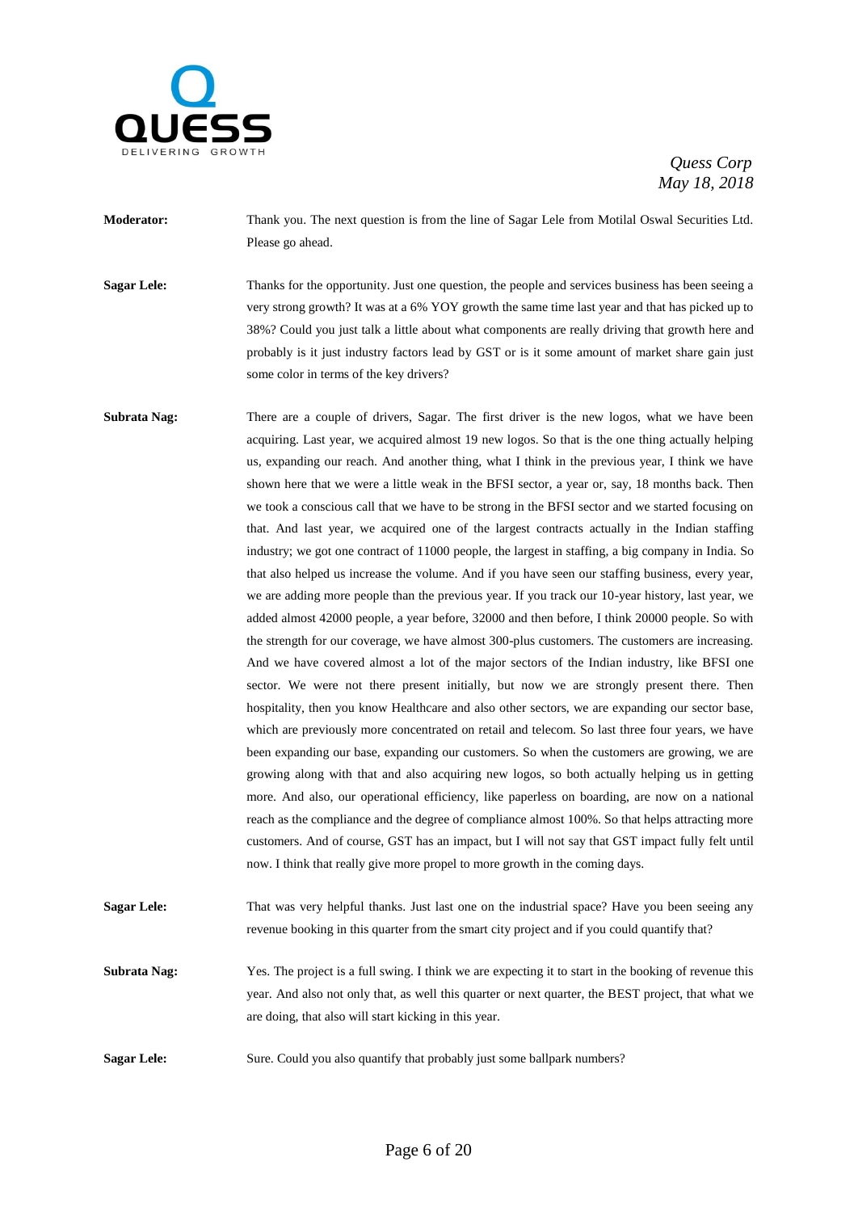**Moderator:** Thank you. The next question is from the line of Sagar Lele from Motilal Oswal Securities Ltd. Please go ahead.

**Sagar Lele:** Thanks for the opportunity. Just one question, the people and services business has been seeing a very strong growth? It was at a 6% YOY growth the same time last year and that has picked up to 38%? Could you just talk a little about what components are really driving that growth here and probably is it just industry factors lead by GST or is it some amount of market share gain just some color in terms of the key drivers?

**Subrata Nag:** There are a couple of drivers, Sagar. The first driver is the new logos, what we have been acquiring. Last year, we acquired almost 19 new logos. So that is the one thing actually helping us, expanding our reach. And another thing, what I think in the previous year, I think we have shown here that we were a little weak in the BFSI sector, a year or, say, 18 months back. Then we took a conscious call that we have to be strong in the BFSI sector and we started focusing on that. And last year, we acquired one of the largest contracts actually in the Indian staffing industry; we got one contract of 11000 people, the largest in staffing, a big company in India. So that also helped us increase the volume. And if you have seen our staffing business, every year, we are adding more people than the previous year. If you track our 10-year history, last year, we added almost 42000 people, a year before, 32000 and then before, I think 20000 people. So with the strength for our coverage, we have almost 300-plus customers. The customers are increasing. And we have covered almost a lot of the major sectors of the Indian industry, like BFSI one sector. We were not there present initially, but now we are strongly present there. Then hospitality, then you know Healthcare and also other sectors, we are expanding our sector base, which are previously more concentrated on retail and telecom. So last three four years, we have been expanding our base, expanding our customers. So when the customers are growing, we are growing along with that and also acquiring new logos, so both actually helping us in getting more. And also, our operational efficiency, like paperless on boarding, are now on a national reach as the compliance and the degree of compliance almost 100%. So that helps attracting more customers. And of course, GST has an impact, but I will not say that GST impact fully felt until now. I think that really give more propel to more growth in the coming days.

**Sagar Lele:** That was very helpful thanks. Just last one on the industrial space? Have you been seeing any revenue booking in this quarter from the smart city project and if you could quantify that?

**Subrata Nag:** Yes. The project is a full swing. I think we are expecting it to start in the booking of revenue this year. And also not only that, as well this quarter or next quarter, the BEST project, that what we are doing, that also will start kicking in this year.

**Sagar Lele:** Sure. Could you also quantify that probably just some ballpark numbers?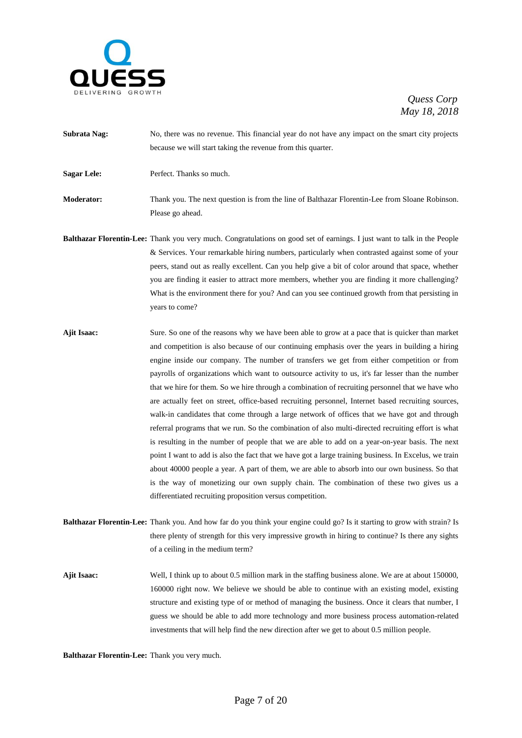**Subrata Nag:** No, there was no revenue. This financial year do not have any impact on the smart city projects because we will start taking the revenue from this quarter.

**Sagar Lele:** Perfect. Thanks so much.

**Moderator:** Thank you. The next question is from the line of Balthazar Florentin-Lee from Sloane Robinson. Please go ahead.

**Balthazar Florentin-Lee:** Thank you very much. Congratulations on good set of earnings. I just want to talk in the People & Services. Your remarkable hiring numbers, particularly when contrasted against some of your peers, stand out as really excellent. Can you help give a bit of color around that space, whether you are finding it easier to attract more members, whether you are finding it more challenging? What is the environment there for you? And can you see continued growth from that persisting in years to come?

**Ajit Isaac:** Sure. So one of the reasons why we have been able to grow at a pace that is quicker than market and competition is also because of our continuing emphasis over the years in building a hiring engine inside our company. The number of transfers we get from either competition or from payrolls of organizations which want to outsource activity to us, it's far lesser than the number that we hire for them. So we hire through a combination of recruiting personnel that we have who are actually feet on street, office-based recruiting personnel, Internet based recruiting sources, walk-in candidates that come through a large network of offices that we have got and through referral programs that we run. So the combination of also multi-directed recruiting effort is what is resulting in the number of people that we are able to add on a year-on-year basis. The next point I want to add is also the fact that we have got a large training business. In Excelus, we train about 40000 people a year. A part of them, we are able to absorb into our own business. So that is the way of monetizing our own supply chain. The combination of these two gives us a differentiated recruiting proposition versus competition.

**Balthazar Florentin-Lee:** Thank you. And how far do you think your engine could go? Is it starting to grow with strain? Is there plenty of strength for this very impressive growth in hiring to continue? Is there any sights of a ceiling in the medium term?

**Ajit Isaac:** Well, I think up to about 0.5 million mark in the staffing business alone. We are at about 150000, 160000 right now. We believe we should be able to continue with an existing model, existing structure and existing type of or method of managing the business. Once it clears that number, I guess we should be able to add more technology and more business process automation-related investments that will help find the new direction after we get to about 0.5 million people.

**Balthazar Florentin-Lee:** Thank you very much.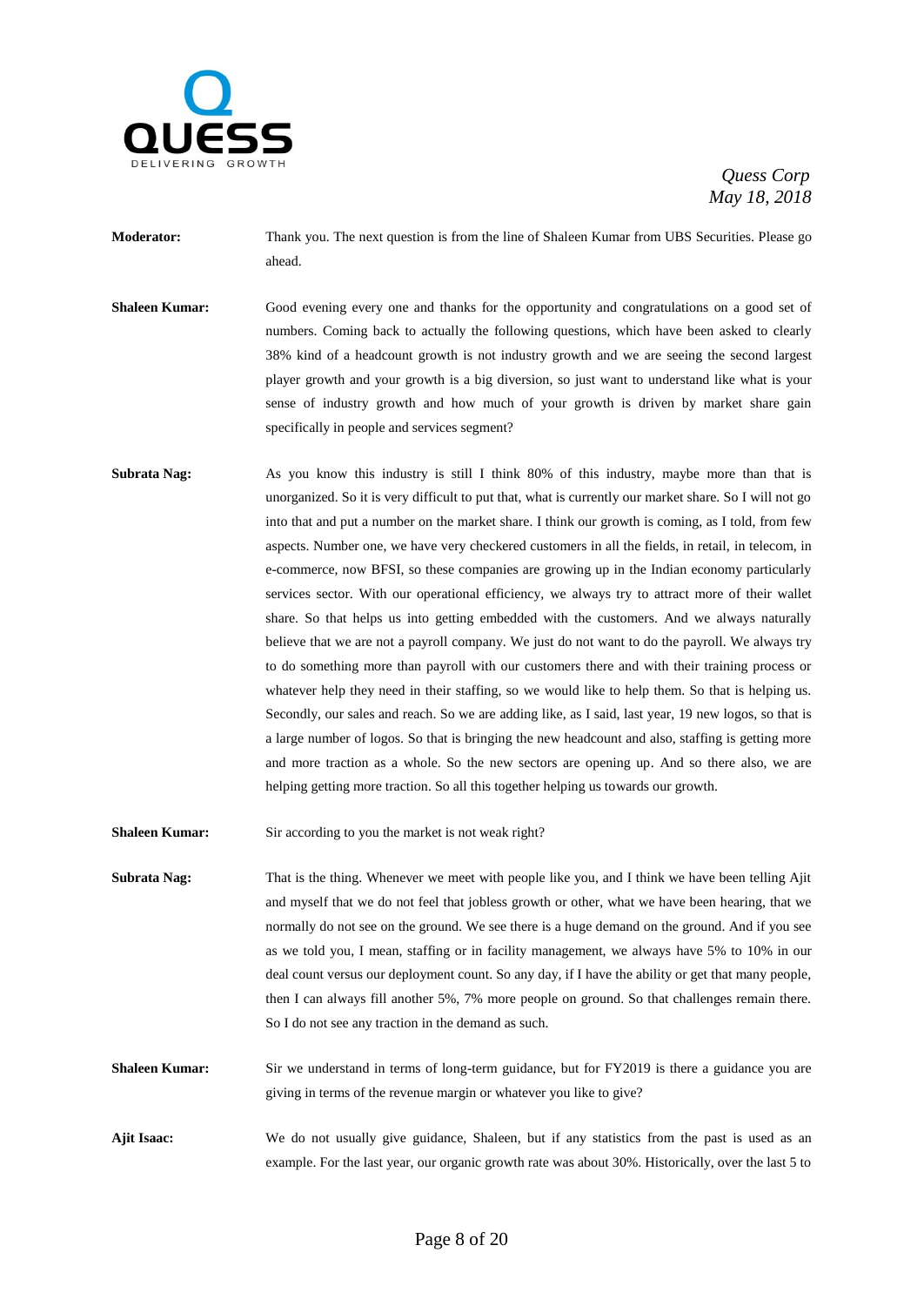**Moderator:** Thank you. The next question is from the line of Shaleen Kumar from UBS Securities. Please go ahead.

**Shaleen Kumar:** Good evening every one and thanks for the opportunity and congratulations on a good set of numbers. Coming back to actually the following questions, which have been asked to clearly 38% kind of a headcount growth is not industry growth and we are seeing the second largest player growth and your growth is a big diversion, so just want to understand like what is your sense of industry growth and how much of your growth is driven by market share gain specifically in people and services segment?

**Subrata Nag:** As you know this industry is still I think 80% of this industry, maybe more than that is unorganized. So it is very difficult to put that, what is currently our market share. So I will not go into that and put a number on the market share. I think our growth is coming, as I told, from few aspects. Number one, we have very checkered customers in all the fields, in retail, in telecom, in e-commerce, now BFSI, so these companies are growing up in the Indian economy particularly services sector. With our operational efficiency, we always try to attract more of their wallet share. So that helps us into getting embedded with the customers. And we always naturally believe that we are not a payroll company. We just do not want to do the payroll. We always try to do something more than payroll with our customers there and with their training process or whatever help they need in their staffing, so we would like to help them. So that is helping us. Secondly, our sales and reach. So we are adding like, as I said, last year, 19 new logos, so that is a large number of logos. So that is bringing the new headcount and also, staffing is getting more and more traction as a whole. So the new sectors are opening up. And so there also, we are helping getting more traction. So all this together helping us towards our growth.

**Shaleen Kumar:** Sir according to you the market is not weak right?

**Subrata Nag:** That is the thing. Whenever we meet with people like you, and I think we have been telling Ajit and myself that we do not feel that jobless growth or other, what we have been hearing, that we normally do not see on the ground. We see there is a huge demand on the ground. And if you see as we told you, I mean, staffing or in facility management, we always have 5% to 10% in our deal count versus our deployment count. So any day, if I have the ability or get that many people, then I can always fill another 5%, 7% more people on ground. So that challenges remain there. So I do not see any traction in the demand as such.

**Shaleen Kumar:** Sir we understand in terms of long-term guidance, but for FY2019 is there a guidance you are giving in terms of the revenue margin or whatever you like to give?

**Ajit Isaac:** We do not usually give guidance, Shaleen, but if any statistics from the past is used as an example. For the last year, our organic growth rate was about 30%. Historically, over the last 5 to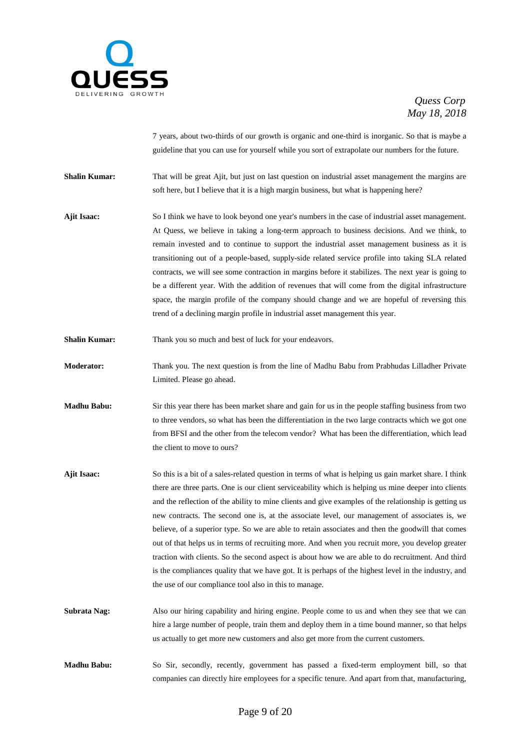7 years, about two-thirds of our growth is organic and one-third is inorganic. So that is maybe a guideline that you can use for yourself while you sort of extrapolate our numbers for the future.

**Shalin Kumar:** That will be great Ajit, but just on last question on industrial asset management the margins are soft here, but I believe that it is a high margin business, but what is happening here?

**Ajit Isaac:** So I think we have to look beyond one year's numbers in the case of industrial asset management. At Quess, we believe in taking a long-term approach to business decisions. And we think, to remain invested and to continue to support the industrial asset management business as it is transitioning out of a people-based, supply-side related service profile into taking SLA related contracts, we will see some contraction in margins before it stabilizes. The next year is going to be a different year. With the addition of revenues that will come from the digital infrastructure space, the margin profile of the company should change and we are hopeful of reversing this trend of a declining margin profile in industrial asset management this year.

**Shalin Kumar:** Thank you so much and best of luck for your endeavors.

**Moderator:** Thank you. The next question is from the line of Madhu Babu from Prabhudas Lilladher Private Limited. Please go ahead.

**Madhu Babu:** Sir this year there has been market share and gain for us in the people staffing business from two to three vendors, so what has been the differentiation in the two large contracts which we got one from BFSI and the other from the telecom vendor? What has been the differentiation, which lead the client to move to ours?

**Ajit Isaac:** So this is a bit of a sales-related question in terms of what is helping us gain market share. I think there are three parts. One is our client serviceability which is helping us mine deeper into clients and the reflection of the ability to mine clients and give examples of the relationship is getting us new contracts. The second one is, at the associate level, our management of associates is, we believe, of a superior type. So we are able to retain associates and then the goodwill that comes out of that helps us in terms of recruiting more. And when you recruit more, you develop greater traction with clients. So the second aspect is about how we are able to do recruitment. And third is the compliances quality that we have got. It is perhaps of the highest level in the industry, and the use of our compliance tool also in this to manage.

**Subrata Nag:** Also our hiring capability and hiring engine. People come to us and when they see that we can hire a large number of people, train them and deploy them in a time bound manner, so that helps us actually to get more new customers and also get more from the current customers.

**Madhu Babu:** So Sir, secondly, recently, government has passed a fixed-term employment bill, so that companies can directly hire employees for a specific tenure. And apart from that, manufacturing,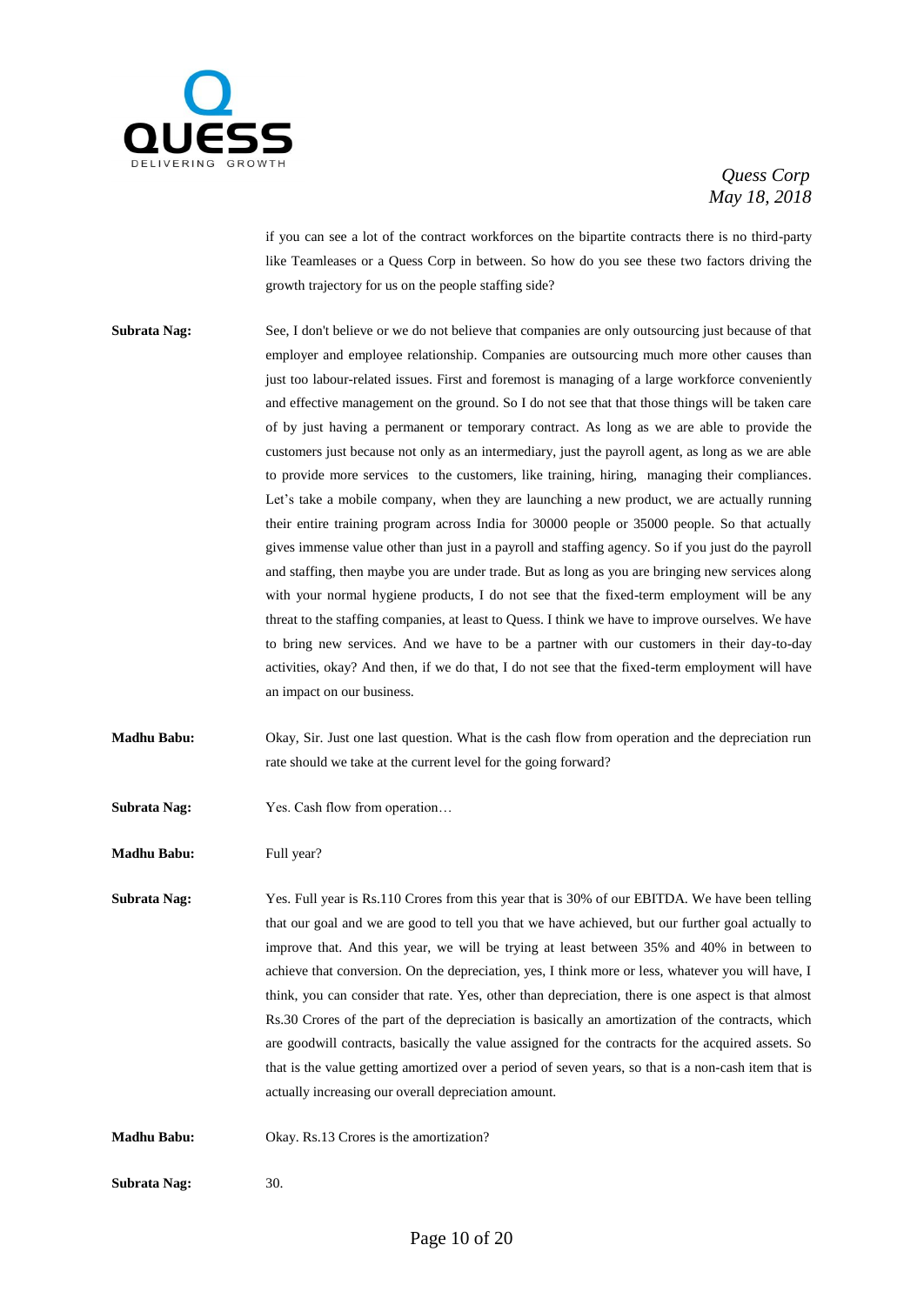if you can see a lot of the contract workforces on the bipartite contracts there is no third-party like Teamleases or a Quess Corp in between. So how do you see these two factors driving the growth trajectory for us on the people staffing side?

**Subrata Nag:** See, I don't believe or we do not believe that companies are only outsourcing just because of that employer and employee relationship. Companies are outsourcing much more other causes than just too labour-related issues. First and foremost is managing of a large workforce conveniently and effective management on the ground. So I do not see that that those things will be taken care of by just having a permanent or temporary contract. As long as we are able to provide the customers just because not only as an intermediary, just the payroll agent, as long as we are able to provide more services to the customers, like training, hiring, managing their compliances. Let's take a mobile company, when they are launching a new product, we are actually running their entire training program across India for 30000 people or 35000 people. So that actually gives immense value other than just in a payroll and staffing agency. So if you just do the payroll and staffing, then maybe you are under trade. But as long as you are bringing new services along with your normal hygiene products, I do not see that the fixed-term employment will be any threat to the staffing companies, at least to Quess. I think we have to improve ourselves. We have to bring new services. And we have to be a partner with our customers in their day-to-day activities, okay? And then, if we do that, I do not see that the fixed-term employment will have an impact on our business.

**Madhu Babu:** Okay, Sir. Just one last question. What is the cash flow from operation and the depreciation run rate should we take at the current level for the going forward?

**Subrata Nag:** Yes. Cash flow from operation…

**Madhu Babu:** Full year?

**Subrata Nag:** Yes. Full year is Rs.110 Crores from this year that is 30% of our EBITDA. We have been telling that our goal and we are good to tell you that we have achieved, but our further goal actually to improve that. And this year, we will be trying at least between 35% and 40% in between to achieve that conversion. On the depreciation, yes, I think more or less, whatever you will have, I think, you can consider that rate. Yes, other than depreciation, there is one aspect is that almost Rs.30 Crores of the part of the depreciation is basically an amortization of the contracts, which are goodwill contracts, basically the value assigned for the contracts for the acquired assets. So that is the value getting amortized over a period of seven years, so that is a non-cash item that is actually increasing our overall depreciation amount.

**Madhu Babu:** Okay. Rs.13 Crores is the amortization?

**Subrata Nag:** 30.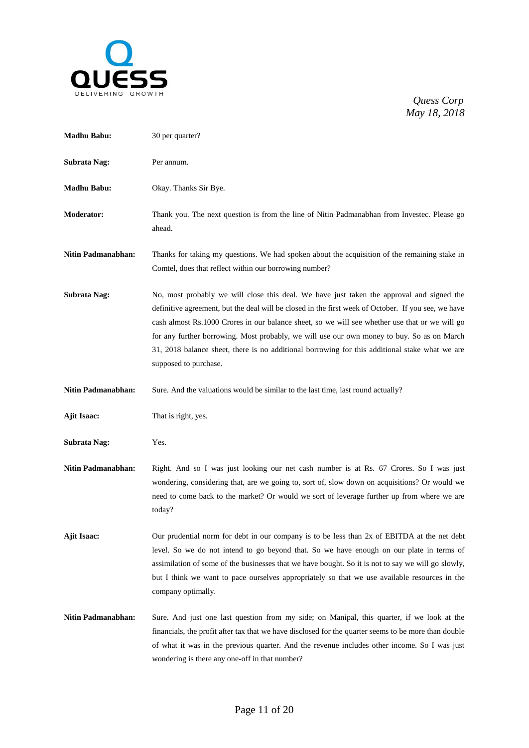**Madhu Babu:** 30 per quarter?

**Subrata Nag:** Per annum.

**Madhu Babu:** Okay. Thanks Sir Bye.

**Moderator:** Thank you. The next question is from the line of Nitin Padmanabhan from Investec. Please go ahead.

**Nitin Padmanabhan:** Thanks for taking my questions. We had spoken about the acquisition of the remaining stake in Comtel, does that reflect within our borrowing number?

**Subrata Nag:** No, most probably we will close this deal. We have just taken the approval and signed the definitive agreement, but the deal will be closed in the first week of October. If you see, we have cash almost Rs.1000 Crores in our balance sheet, so we will see whether use that or we will go for any further borrowing. Most probably, we will use our own money to buy. So as on March 31, 2018 balance sheet, there is no additional borrowing for this additional stake what we are supposed to purchase.

**Nitin Padmanabhan:** Sure. And the valuations would be similar to the last time, last round actually?

**Ajit Isaac:** That is right, yes.

**Subrata Nag:** Yes.

**Nitin Padmanabhan:** Right. And so I was just looking our net cash number is at Rs. 67 Crores. So I was just wondering, considering that, are we going to, sort of, slow down on acquisitions? Or would we need to come back to the market? Or would we sort of leverage further up from where we are today?

**Ajit Isaac:** Our prudential norm for debt in our company is to be less than 2x of EBITDA at the net debt level. So we do not intend to go beyond that. So we have enough on our plate in terms of assimilation of some of the businesses that we have bought. So it is not to say we will go slowly, but I think we want to pace ourselves appropriately so that we use available resources in the company optimally.

**Nitin Padmanabhan:** Sure. And just one last question from my side; on Manipal, this quarter, if we look at the financials, the profit after tax that we have disclosed for the quarter seems to be more than double of what it was in the previous quarter. And the revenue includes other income. So I was just wondering is there any one-off in that number?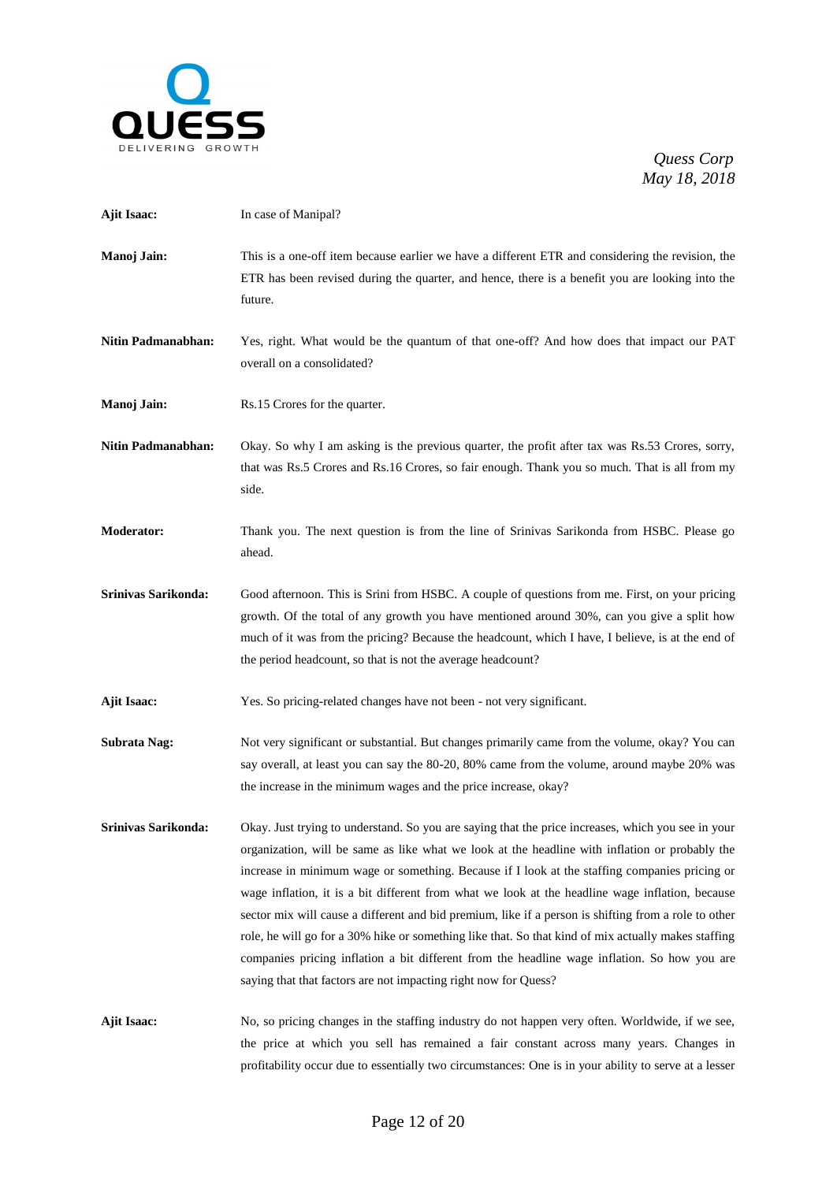**Ajit Isaac:** In case of Manipal?

**Manoj Jain:** This is a one-off item because earlier we have a different ETR and considering the revision, the ETR has been revised during the quarter, and hence, there is a benefit you are looking into the future.

**Nitin Padmanabhan:** Yes, right. What would be the quantum of that one-off? And how does that impact our PAT overall on a consolidated?

**Manoj Jain:** Rs.15 Crores for the quarter.

**Nitin Padmanabhan:** Okay. So why I am asking is the previous quarter, the profit after tax was Rs.53 Crores, sorry, that was Rs.5 Crores and Rs.16 Crores, so fair enough. Thank you so much. That is all from my side.

**Moderator:** Thank you. The next question is from the line of Srinivas Sarikonda from HSBC. Please go ahead.

**Srinivas Sarikonda:** Good afternoon. This is Srini from HSBC. A couple of questions from me. First, on your pricing growth. Of the total of any growth you have mentioned around 30%, can you give a split how much of it was from the pricing? Because the headcount, which I have, I believe, is at the end of the period headcount, so that is not the average headcount?

**Ajit Isaac:** Yes. So pricing-related changes have not been - not very significant.

**Subrata Nag:** Not very significant or substantial. But changes primarily came from the volume, okay? You can say overall, at least you can say the 80-20, 80% came from the volume, around maybe 20% was the increase in the minimum wages and the price increase, okay?

**Srinivas Sarikonda:** Okay. Just trying to understand. So you are saying that the price increases, which you see in your organization, will be same as like what we look at the headline with inflation or probably the increase in minimum wage or something. Because if I look at the staffing companies pricing or wage inflation, it is a bit different from what we look at the headline wage inflation, because sector mix will cause a different and bid premium, like if a person is shifting from a role to other role, he will go for a 30% hike or something like that. So that kind of mix actually makes staffing companies pricing inflation a bit different from the headline wage inflation. So how you are saying that that factors are not impacting right now for Quess?

**Ajit Isaac:** No, so pricing changes in the staffing industry do not happen very often. Worldwide, if we see, the price at which you sell has remained a fair constant across many years. Changes in profitability occur due to essentially two circumstances: One is in your ability to serve at a lesser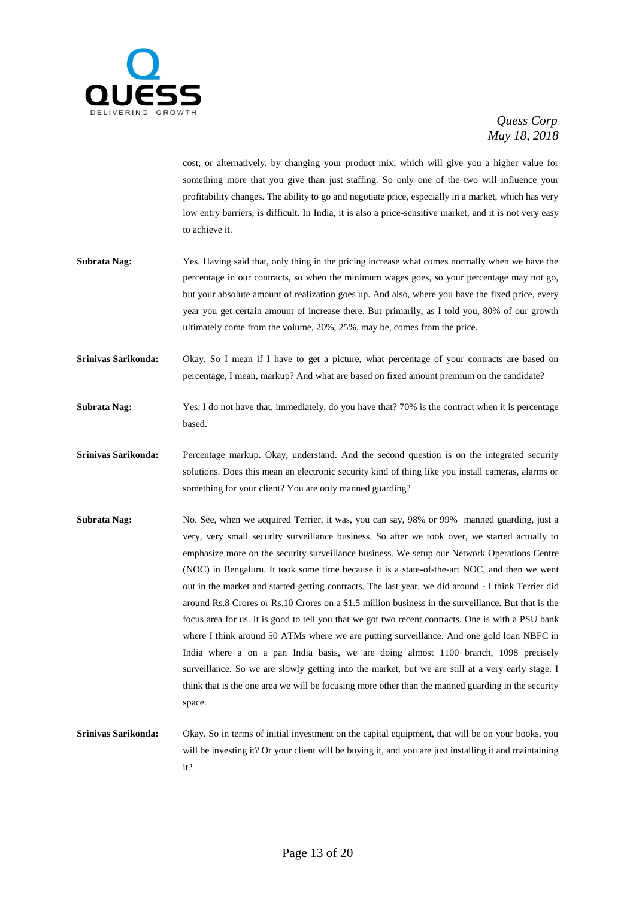cost, or alternatively, by changing your product mix, which will give you a higher value for something more that you give than just staffing. So only one of the two will influence your profitability changes. The ability to go and negotiate price, especially in a market, which has very low entry barriers, is difficult. In India, it is also a price-sensitive market, and it is not very easy to achieve it.

**Subrata Nag:** Yes. Having said that, only thing in the pricing increase what comes normally when we have the percentage in our contracts, so when the minimum wages goes, so your percentage may not go, but your absolute amount of realization goes up. And also, where you have the fixed price, every year you get certain amount of increase there. But primarily, as I told you, 80% of our growth ultimately come from the volume, 20%, 25%, may be, comes from the price.

**Srinivas Sarikonda:** Okay. So I mean if I have to get a picture, what percentage of your contracts are based on percentage, I mean, markup? And what are based on fixed amount premium on the candidate?

**Subrata Nag:** Yes, I do not have that, immediately, do you have that? 70% is the contract when it is percentage based.

**Srinivas Sarikonda:** Percentage markup. Okay, understand. And the second question is on the integrated security solutions. Does this mean an electronic security kind of thing like you install cameras, alarms or something for your client? You are only manned guarding?

**Subrata Nag:** No. See, when we acquired Terrier, it was, you can say, 98% or 99% manned guarding, just a very, very small security surveillance business. So after we took over, we started actually to emphasize more on the security surveillance business. We setup our Network Operations Centre (NOC) in Bengaluru. It took some time because it is a state-of-the-art NOC, and then we went out in the market and started getting contracts. The last year, we did around - I think Terrier did around Rs.8 Crores or Rs.10 Crores on a $1.5 million business in the surveillance. But that is the focus area for us. It is good to tell you that we got two recent contracts. One is with a PSU bank where I think around 50 ATMs where we are putting surveillance. And one gold loan NBFC in India where a on a pan India basis, we are doing almost 1100 branch, 1098 precisely surveillance. So we are slowly getting into the market, but we are still at a very early stage. I think that is the one area we will be focusing more other than the manned guarding in the security space.

**Srinivas Sarikonda:** Okay. So in terms of initial investment on the capital equipment, that will be on your books, you will be investing it? Or your client will be buying it, and you are just installing it and maintaining it?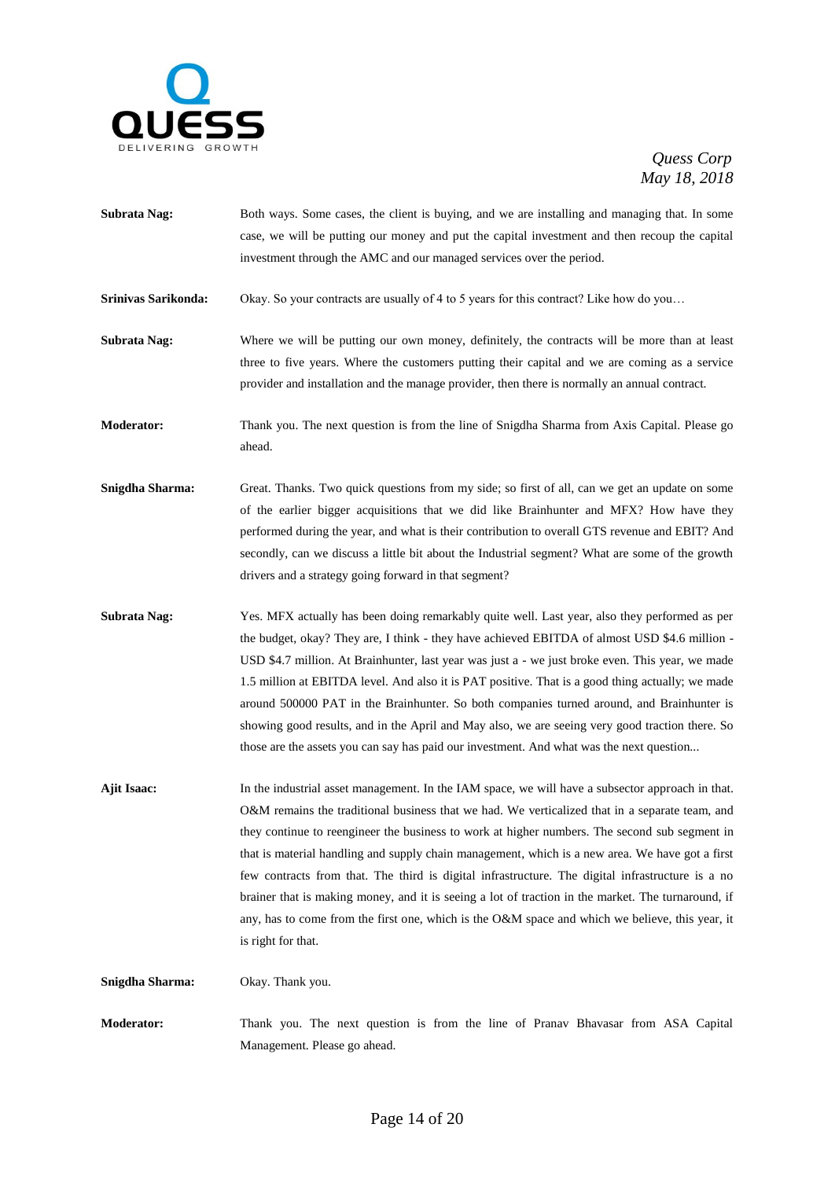**Subrata Nag:** Both ways. Some cases, the client is buying, and we are installing and managing that. In some case, we will be putting our money and put the capital investment and then recoup the capital investment through the AMC and our managed services over the period.

**Srinivas Sarikonda:** Okay. So your contracts are usually of 4 to 5 years for this contract? Like how do you…

**Subrata Nag:** Where we will be putting our own money, definitely, the contracts will be more than at least three to five years. Where the customers putting their capital and we are coming as a service provider and installation and the manage provider, then there is normally an annual contract.

**Moderator:** Thank you. The next question is from the line of Snigdha Sharma from Axis Capital. Please go ahead.

**Snigdha Sharma:** Great. Thanks. Two quick questions from my side; so first of all, can we get an update on some of the earlier bigger acquisitions that we did like Brainhunter and MFX? How have they performed during the year, and what is their contribution to overall GTS revenue and EBIT? And secondly, can we discuss a little bit about the Industrial segment? What are some of the growth drivers and a strategy going forward in that segment?

**Subrata Nag:** Yes. MFX actually has been doing remarkably quite well. Last year, also they performed as per the budget, okay? They are, I think - they have achieved EBITDA of almost USD $4.6 million - USD $4.7 million. At Brainhunter, last year was just a - we just broke even. This year, we made 1.5 million at EBITDA level. And also it is PAT positive. That is a good thing actually; we made around 500000 PAT in the Brainhunter. So both companies turned around, and Brainhunter is showing good results, and in the April and May also, we are seeing very good traction there. So those are the assets you can say has paid our investment. And what was the next question...

**Ajit Isaac:** In the industrial asset management. In the IAM space, we will have a subsector approach in that. O&M remains the traditional business that we had. We verticalized that in a separate team, and they continue to reengineer the business to work at higher numbers. The second sub segment in that is material handling and supply chain management, which is a new area. We have got a first few contracts from that. The third is digital infrastructure. The digital infrastructure is a no brainer that is making money, and it is seeing a lot of traction in the market. The turnaround, if any, has to come from the first one, which is the O&M space and which we believe, this year, it is right for that.

**Snigdha Sharma:** Okay. Thank you.

**Moderator:** Thank you. The next question is from the line of Pranav Bhavasar from ASA Capital Management. Please go ahead.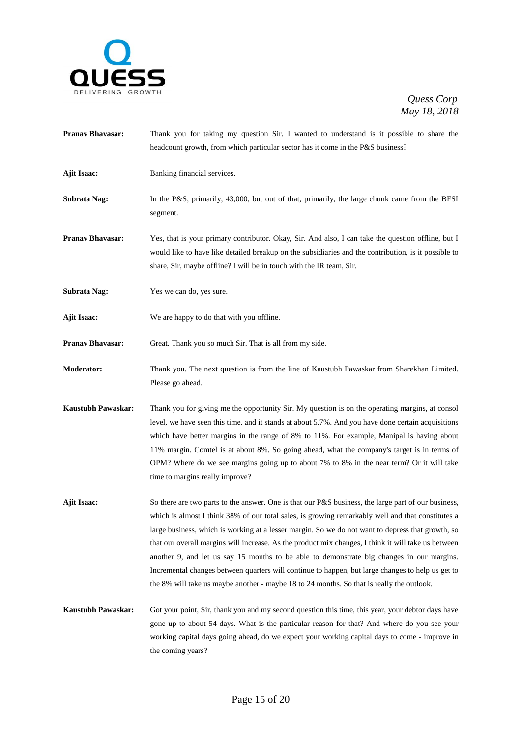**Pranav Bhavasar:** Thank you for taking my question Sir. I wanted to understand is it possible to share the headcount growth, from which particular sector has it come in the P&S business?

**Ajit Isaac:** Banking financial services.

**Subrata Nag:** In the P&S, primarily, 43,000, but out of that, primarily, the large chunk came from the BFSI segment.

**Pranav Bhavasar:** Yes, that is your primary contributor. Okay, Sir. And also, I can take the question offline, but I would like to have like detailed breakup on the subsidiaries and the contribution, is it possible to share, Sir, maybe offline? I will be in touch with the IR team, Sir.

**Subrata Nag:** Yes we can do, yes sure.

**Ajit Isaac:** We are happy to do that with you offline.

**Pranav Bhavasar:** Great. Thank you so much Sir. That is all from my side.

**Moderator:** Thank you. The next question is from the line of Kaustubh Pawaskar from Sharekhan Limited. Please go ahead.

**Kaustubh Pawaskar:** Thank you for giving me the opportunity Sir. My question is on the operating margins, at consol level, we have seen this time, and it stands at about 5.7%. And you have done certain acquisitions which have better margins in the range of 8% to 11%. For example, Manipal is having about 11% margin. Comtel is at about 8%. So going ahead, what the company's target is in terms of OPM? Where do we see margins going up to about 7% to 8% in the near term? Or it will take time to margins really improve?

**Ajit Isaac:** So there are two parts to the answer. One is that our P&S business, the large part of our business, which is almost I think 38% of our total sales, is growing remarkably well and that constitutes a large business, which is working at a lesser margin. So we do not want to depress that growth, so that our overall margins will increase. As the product mix changes, I think it will take us between another 9, and let us say 15 months to be able to demonstrate big changes in our margins. Incremental changes between quarters will continue to happen, but large changes to help us get to the 8% will take us maybe another - maybe 18 to 24 months. So that is really the outlook.

**Kaustubh Pawaskar:** Got your point, Sir, thank you and my second question this time, this year, your debtor days have gone up to about 54 days. What is the particular reason for that? And where do you see your working capital days going ahead, do we expect your working capital days to come - improve in the coming years?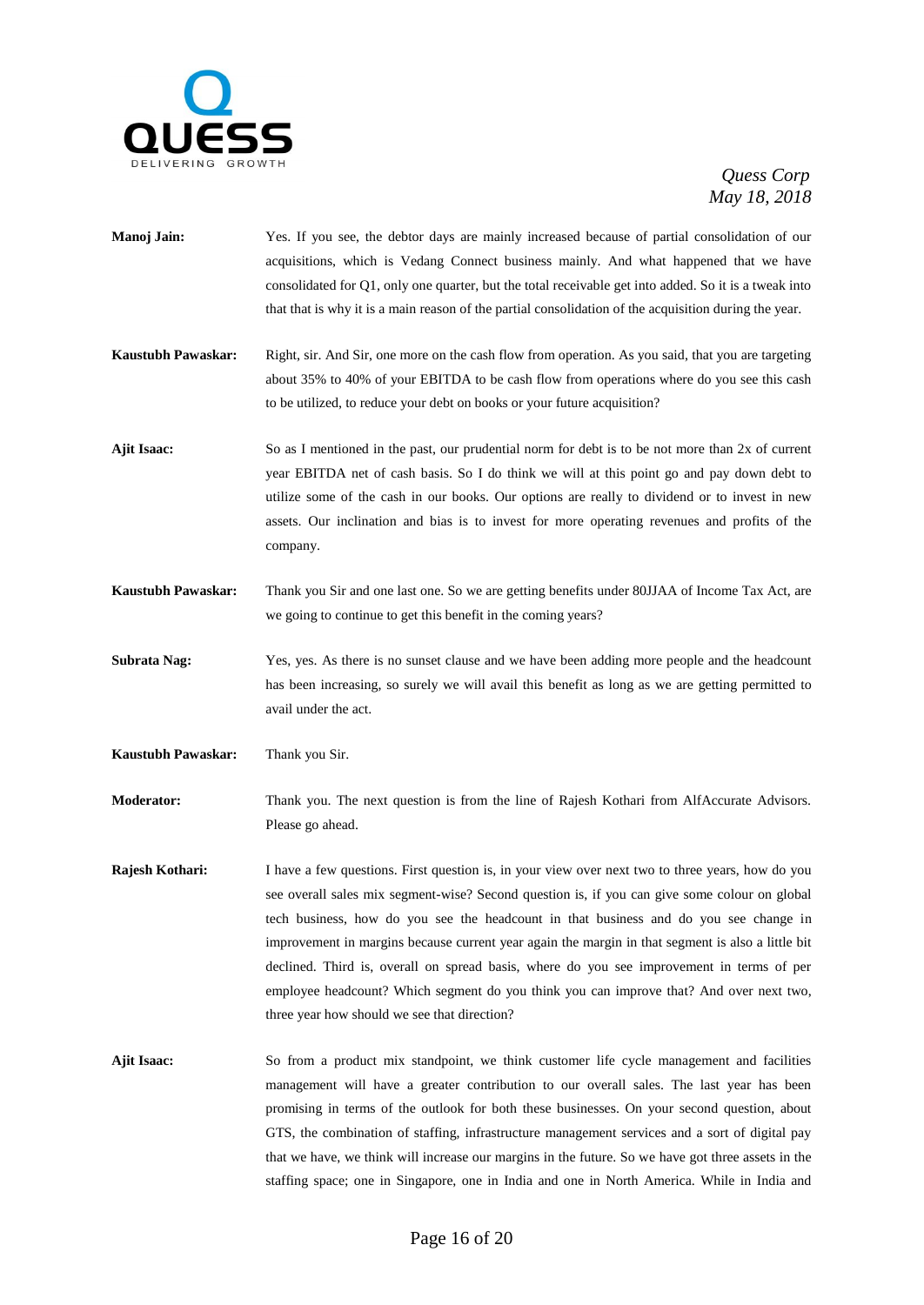**Manoj Jain:** Yes. If you see, the debtor days are mainly increased because of partial consolidation of our acquisitions, which is Vedang Connect business mainly. And what happened that we have consolidated for Q1, only one quarter, but the total receivable get into added. So it is a tweak into that that is why it is a main reason of the partial consolidation of the acquisition during the year.

**Kaustubh Pawaskar:** Right, sir. And Sir, one more on the cash flow from operation. As you said, that you are targeting about 35% to 40% of your EBITDA to be cash flow from operations where do you see this cash to be utilized, to reduce your debt on books or your future acquisition?

**Ajit Isaac:** So as I mentioned in the past, our prudential norm for debt is to be not more than 2x of current year EBITDA net of cash basis. So I do think we will at this point go and pay down debt to utilize some of the cash in our books. Our options are really to dividend or to invest in new assets. Our inclination and bias is to invest for more operating revenues and profits of the company.

**Kaustubh Pawaskar:** Thank you Sir and one last one. So we are getting benefits under 80JJAA of Income Tax Act, are we going to continue to get this benefit in the coming years?

**Subrata Nag:** Yes, yes. As there is no sunset clause and we have been adding more people and the headcount has been increasing, so surely we will avail this benefit as long as we are getting permitted to avail under the act.

**Kaustubh Pawaskar:** Thank you Sir.

**Moderator:** Thank you. The next question is from the line of Rajesh Kothari from AlfAccurate Advisors. Please go ahead.

**Rajesh Kothari:** I have a few questions. First question is, in your view over next two to three years, how do you see overall sales mix segment-wise? Second question is, if you can give some colour on global tech business, how do you see the headcount in that business and do you see change in improvement in margins because current year again the margin in that segment is also a little bit declined. Third is, overall on spread basis, where do you see improvement in terms of per employee headcount? Which segment do you think you can improve that? And over next two, three year how should we see that direction?

**Ajit Isaac:** So from a product mix standpoint, we think customer life cycle management and facilities management will have a greater contribution to our overall sales. The last year has been promising in terms of the outlook for both these businesses. On your second question, about GTS, the combination of staffing, infrastructure management services and a sort of digital pay that we have, we think will increase our margins in the future. So we have got three assets in the staffing space; one in Singapore, one in India and one in North America. While in India and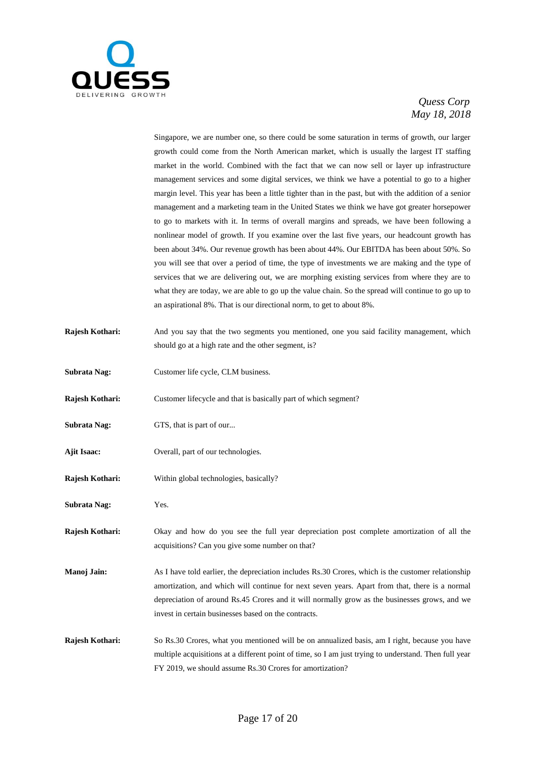Singapore, we are number one, so there could be some saturation in terms of growth, our larger growth could come from the North American market, which is usually the largest IT staffing market in the world. Combined with the fact that we can now sell or layer up infrastructure management services and some digital services, we think we have a potential to go to a higher margin level. This year has been a little tighter than in the past, but with the addition of a senior management and a marketing team in the United States we think we have got greater horsepower to go to markets with it. In terms of overall margins and spreads, we have been following a nonlinear model of growth. If you examine over the last five years, our headcount growth has been about 34%. Our revenue growth has been about 44%. Our EBITDA has been about 50%. So you will see that over a period of time, the type of investments we are making and the type of services that we are delivering out, we are morphing existing services from where they are to what they are today, we are able to go up the value chain. So the spread will continue to go up to an aspirational 8%. That is our directional norm, to get to about 8%.

**Rajesh Kothari:** And you say that the two segments you mentioned, one you said facility management, which should go at a high rate and the other segment, is?

**Subrata Nag:** Customer life cycle, CLM business.

**Rajesh Kothari:** Customer lifecycle and that is basically part of which segment?

**Subrata Nag:** GTS, that is part of our...

**Ajit Isaac:** Overall, part of our technologies.

**Rajesh Kothari:** Within global technologies, basically?

**Subrata Nag:** Yes.

**Rajesh Kothari:** Okay and how do you see the full year depreciation post complete amortization of all the acquisitions? Can you give some number on that?

**Manoj Jain:** As I have told earlier, the depreciation includes Rs.30 Crores, which is the customer relationship amortization, and which will continue for next seven years. Apart from that, there is a normal depreciation of around Rs.45 Crores and it will normally grow as the businesses grows, and we invest in certain businesses based on the contracts.

**Rajesh Kothari:** So Rs.30 Crores, what you mentioned will be on annualized basis, am I right, because you have multiple acquisitions at a different point of time, so I am just trying to understand. Then full year FY 2019, we should assume Rs.30 Crores for amortization?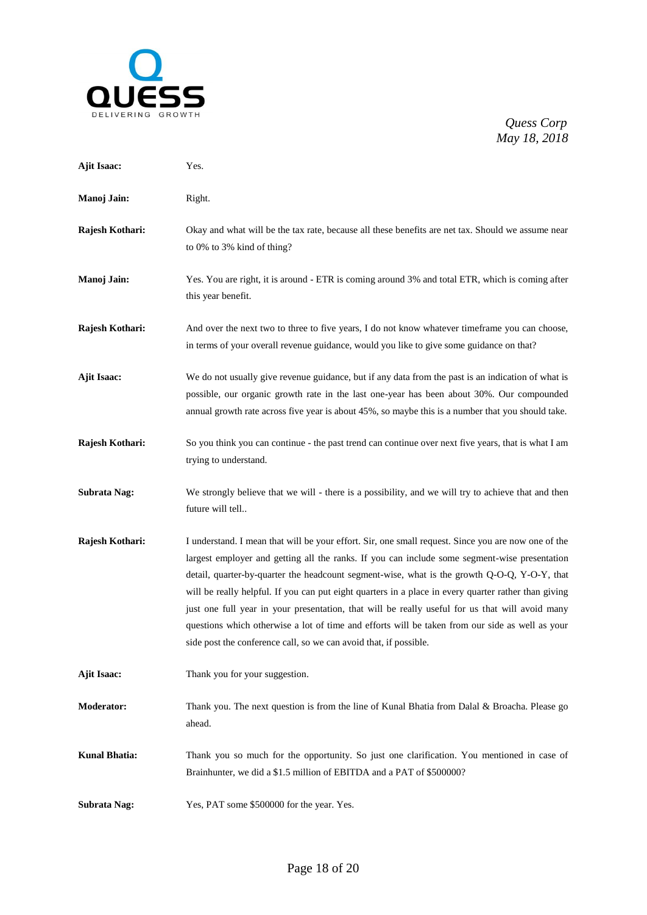**Ajit Isaac:** Yes.

**Manoj Jain:** Right.

**Rajesh Kothari:** Okay and what will be the tax rate, because all these benefits are net tax. Should we assume near to 0% to 3% kind of thing?

**Manoj Jain:** Yes. You are right, it is around - ETR is coming around 3% and total ETR, which is coming after this year benefit.

**Rajesh Kothari:** And over the next two to three to five years, I do not know whatever timeframe you can choose, in terms of your overall revenue guidance, would you like to give some guidance on that?

**Ajit Isaac:** We do not usually give revenue guidance, but if any data from the past is an indication of what is possible, our organic growth rate in the last one-year has been about 30%. Our compounded annual growth rate across five year is about 45%, so maybe this is a number that you should take.

**Rajesh Kothari:** So you think you can continue - the past trend can continue over next five years, that is what I am trying to understand.

**Subrata Nag:** We strongly believe that we will - there is a possibility, and we will try to achieve that and then future will tell..

**Rajesh Kothari:** I understand. I mean that will be your effort. Sir, one small request. Since you are now one of the largest employer and getting all the ranks. If you can include some segment-wise presentation detail, quarter-by-quarter the headcount segment-wise, what is the growth Q-O-Q, Y-O-Y, that will be really helpful. If you can put eight quarters in a place in every quarter rather than giving just one full year in your presentation, that will be really useful for us that will avoid many questions which otherwise a lot of time and efforts will be taken from our side as well as your side post the conference call, so we can avoid that, if possible.

**Ajit Isaac:** Thank you for your suggestion.

**Moderator:** Thank you. The next question is from the line of Kunal Bhatia from Dalal & Broacha. Please go ahead.

**Kunal Bhatia:** Thank you so much for the opportunity. So just one clarification. You mentioned in case of Brainhunter, we did a $1.5 million of EBITDA and a PAT of $500000?

**Subrata Nag:** Yes, PAT some $500000 for the year. Yes.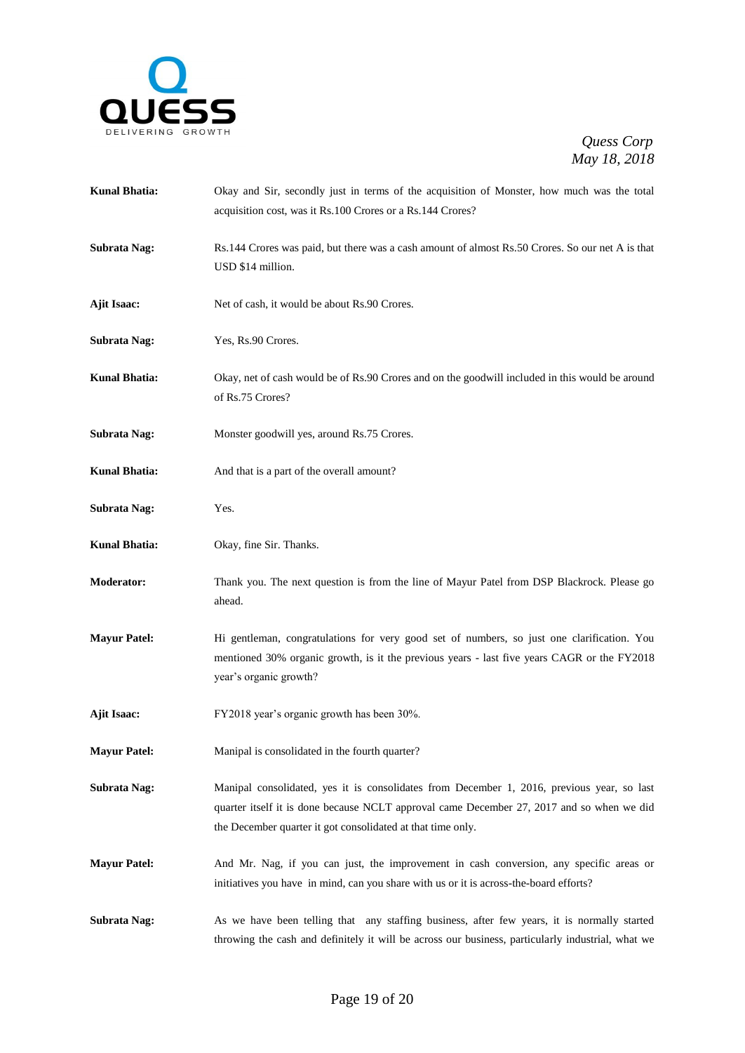**Kunal Bhatia:** Okay and Sir, secondly just in terms of the acquisition of Monster, how much was the total acquisition cost, was it Rs.100 Crores or a Rs.144 Crores?

**Subrata Nag:** Rs.144 Crores was paid, but there was a cash amount of almost Rs.50 Crores. So our net A is that USD $14 million.

**Ajit Isaac:** Net of cash, it would be about Rs.90 Crores.

**Subrata Nag:** Yes, Rs.90 Crores.

**Kunal Bhatia:** Okay, net of cash would be of Rs.90 Crores and on the goodwill included in this would be around of Rs.75 Crores?

**Subrata Nag:** Monster goodwill yes, around Rs.75 Crores.

**Kunal Bhatia:** And that is a part of the overall amount?

**Subrata Nag:** Yes.

**Kunal Bhatia:** Okay, fine Sir. Thanks.

**Moderator:** Thank you. The next question is from the line of Mayur Patel from DSP Blackrock. Please go ahead.

**Mayur Patel:** Hi gentleman, congratulations for very good set of numbers, so just one clarification. You mentioned 30% organic growth, is it the previous years - last five years CAGR or the FY2018 year's organic growth?

**Ajit Isaac:** FY2018 year's organic growth has been 30%.

**Mayur Patel:** Manipal is consolidated in the fourth quarter?

**Subrata Nag:** Manipal consolidated, yes it is consolidates from December 1, 2016, previous year, so last quarter itself it is done because NCLT approval came December 27, 2017 and so when we did the December quarter it got consolidated at that time only.

**Mayur Patel:** And Mr. Nag, if you can just, the improvement in cash conversion, any specific areas or initiatives you have in mind, can you share with us or it is across-the-board efforts?

**Subrata Nag:** As we have been telling that any staffing business, after few years, it is normally started throwing the cash and definitely it will be across our business, particularly industrial, what we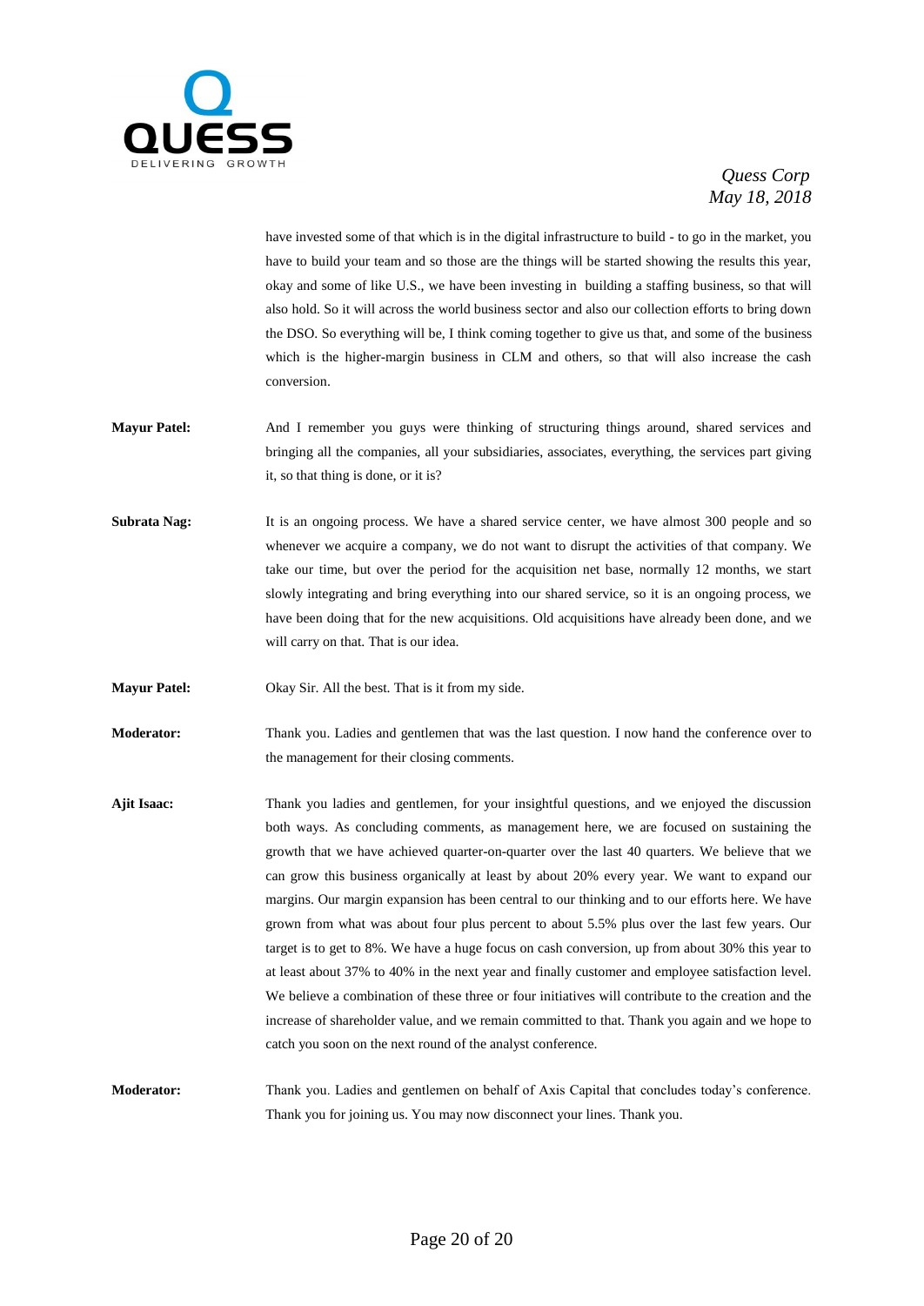have invested some of that which is in the digital infrastructure to build - to go in the market, you have to build your team and so those are the things will be started showing the results this year, okay and some of like U.S., we have been investing in building a staffing business, so that will also hold. So it will across the world business sector and also our collection efforts to bring down the DSO. So everything will be, I think coming together to give us that, and some of the business which is the higher-margin business in CLM and others, so that will also increase the cash conversion.

**Mayur Patel:** And I remember you guys were thinking of structuring things around, shared services and bringing all the companies, all your subsidiaries, associates, everything, the services part giving it, so that thing is done, or it is?

**Subrata Nag:** It is an ongoing process. We have a shared service center, we have almost 300 people and so whenever we acquire a company, we do not want to disrupt the activities of that company. We take our time, but over the period for the acquisition net base, normally 12 months, we start slowly integrating and bring everything into our shared service, so it is an ongoing process, we have been doing that for the new acquisitions. Old acquisitions have already been done, and we will carry on that. That is our idea.

**Mayur Patel:** Okay Sir. All the best. That is it from my side.

**Moderator:** Thank you. Ladies and gentlemen that was the last question. I now hand the conference over to the management for their closing comments.

**Ajit Isaac:** Thank you ladies and gentlemen, for your insightful questions, and we enjoyed the discussion both ways. As concluding comments, as management here, we are focused on sustaining the growth that we have achieved quarter-on-quarter over the last 40 quarters. We believe that we can grow this business organically at least by about 20% every year. We want to expand our margins. Our margin expansion has been central to our thinking and to our efforts here. We have grown from what was about four plus percent to about 5.5% plus over the last few years. Our target is to get to 8%. We have a huge focus on cash conversion, up from about 30% this year to at least about 37% to 40% in the next year and finally customer and employee satisfaction level. We believe a combination of these three or four initiatives will contribute to the creation and the increase of shareholder value, and we remain committed to that. Thank you again and we hope to catch you soon on the next round of the analyst conference.

**Moderator:** Thank you. Ladies and gentlemen on behalf of Axis Capital that concludes today's conference. Thank you for joining us. You may now disconnect your lines. Thank you.